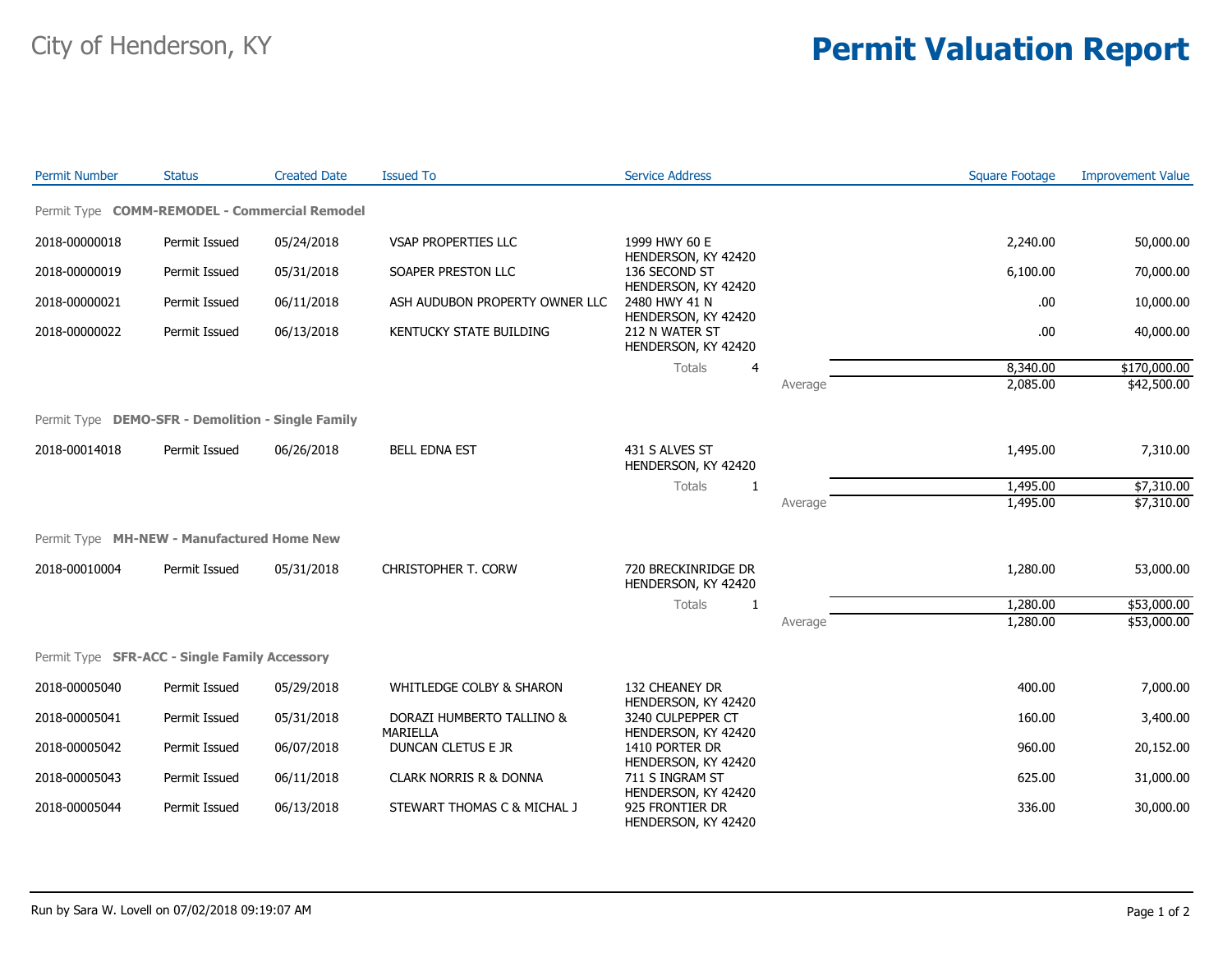City of Henderson, KY

# Permit Valuation Report

| Permit Number | Status | Created Date | Issued To | Service Address | | Square Footage | Improvement Value |
|---|---|---|---|---|---|---|---|
| **Permit Type COMM-REMODEL - Commercial Remodel** | | | | | | | |
| 2018-00000018 | Permit Issued | 05/24/2018 | VSAP PROPERTIES LLC | 1999 HWY 60 E HENDERSON, KY 42420 | | 2,240.00 | 50,000.00 |
| 2018-00000019 | Permit Issued | 05/31/2018 | SOAPER PRESTON LLC | 136 SECOND ST HENDERSON, KY 42420 | | 6,100.00 | 70,000.00 |
| 2018-00000021 | Permit Issued | 06/11/2018 | ASH AUDUBON PROPERTY OWNER LLC | 2480 HWY 41 N HENDERSON, KY 42420 | | .00 | 10,000.00 |
| 2018-00000022 | Permit Issued | 06/13/2018 | KENTUCKY STATE BUILDING | 212 N WATER ST HENDERSON, KY 42420 | | .00 | 40,000.00 |
| | | | | Totals 4 | | 8,340.00 | $170,000.00 |
| | | | | | Average | 2,085.00 | $42,500.00 |
| **Permit Type DEMO-SFR - Demolition - Single Family** | | | | | | | |
| 2018-00014018 | Permit Issued | 06/26/2018 | BELL EDNA EST | 431 S ALVES ST HENDERSON, KY 42420 | | 1,495.00 | 7,310.00 |
| | | | | Totals 1 | | 1,495.00 | $7,310.00 |
| | | | | | Average | 1,495.00 | $7,310.00 |
| **Permit Type MH-NEW - Manufactured Home New** | | | | | | | |
| 2018-00010004 | Permit Issued | 05/31/2018 | CHRISTOPHER T. CORW | 720 BRECKINRIDGE DR HENDERSON, KY 42420 | | 1,280.00 | 53,000.00 |
| | | | | Totals 1 | | 1,280.00 | $53,000.00 |
| | | | | | Average | 1,280.00 | $53,000.00 |
| **Permit Type SFR-ACC - Single Family Accessory** | | | | | | | |
| 2018-00005040 | Permit Issued | 05/29/2018 | WHITLEDGE COLBY & SHARON | 132 CHEANEY DR HENDERSON, KY 42420 | | 400.00 | 7,000.00 |
| 2018-00005041 | Permit Issued | 05/31/2018 | DORAZI HUMBERTO TALLINO & MARIELLA | 3240 CULPEPPER CT HENDERSON, KY 42420 | | 160.00 | 3,400.00 |
| 2018-00005042 | Permit Issued | 06/07/2018 | DUNCAN CLETUS E JR | 1410 PORTER DR HENDERSON, KY 42420 | | 960.00 | 20,152.00 |
| 2018-00005043 | Permit Issued | 06/11/2018 | CLARK NORRIS R & DONNA | 711 S INGRAM ST HENDERSON, KY 42420 | | 625.00 | 31,000.00 |
| 2018-00005044 | Permit Issued | 06/13/2018 | STEWART THOMAS C & MICHAL J | 925 FRONTIER DR HENDERSON, KY 42420 | | 336.00 | 30,000.00 |

Run by Sara W. Lovell on 07/02/2018 09:19:07 AM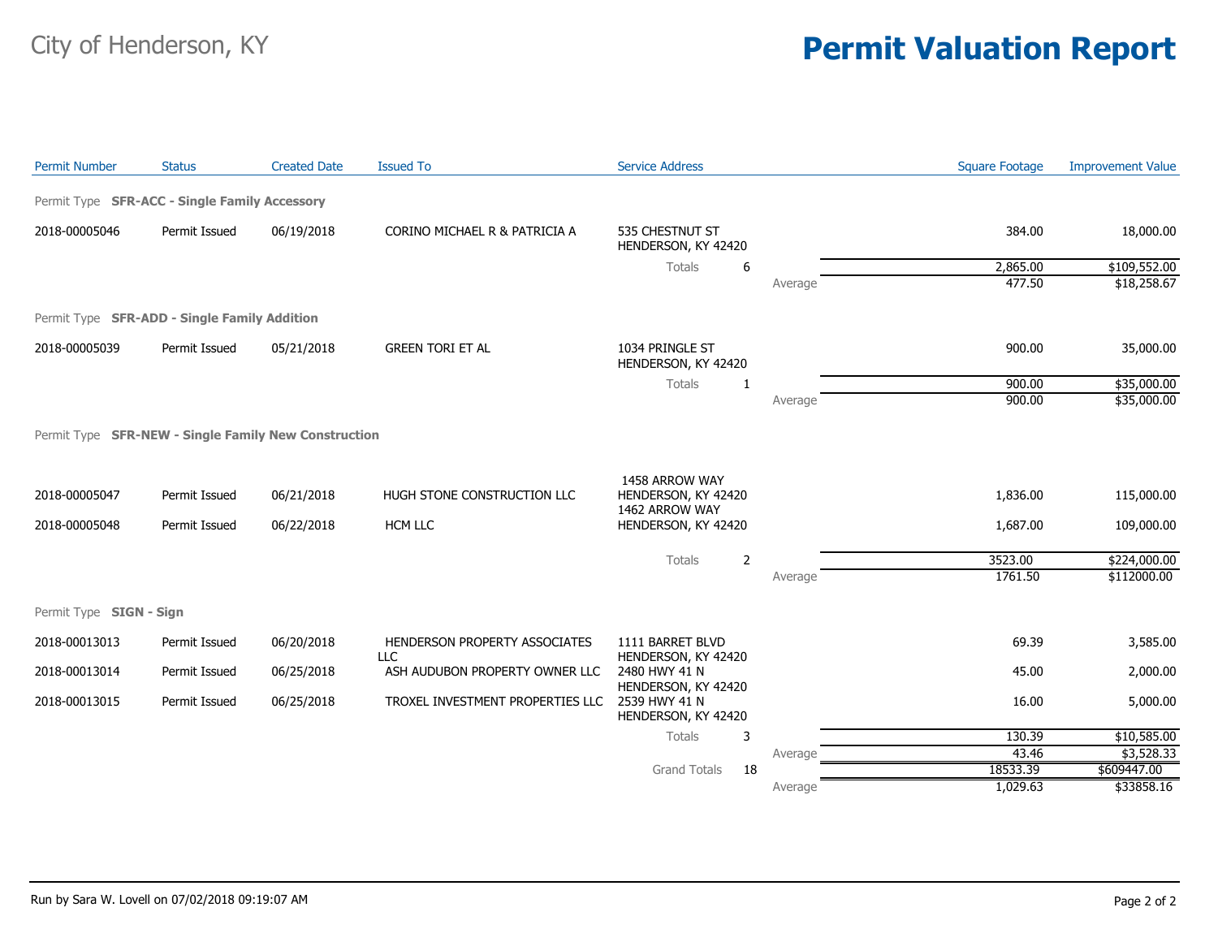# City of Henderson, KY

# Permit Valuation Report

| Permit Number | Status | Created Date | Issued To | Service Address | | | Square Footage | Improvement Value |
|---|---|---|---|---|---|---|---|---|
| Permit Type **SFR-ACC - Single Family Accessory** | | | | | | | | |
| 2018-00005046 | Permit Issued | 06/19/2018 | CORINO MICHAEL R & PATRICIA A | 535 CHESTNUT ST HENDERSON, KY 42420 | | | 384.00 | 18,000.00 |
| | | | | Totals | 6 | | 2,865.00 | $109,552.00 |
| | | | | | | Average | 477.50 | $18,258.67 |
| Permit Type **SFR-ADD - Single Family Addition** | | | | | | | | |
| 2018-00005039 | Permit Issued | 05/21/2018 | GREEN TORI ET AL | 1034 PRINGLE ST HENDERSON, KY 42420 | | | 900.00 | 35,000.00 |
| | | | | Totals | 1 | | 900.00 | $35,000.00 |
| | | | | | | Average | 900.00 | $35,000.00 |
| Permit Type **SFR-NEW - Single Family New Construction** | | | | | | | | |
| 2018-00005047 | Permit Issued | 06/21/2018 | HUGH STONE CONSTRUCTION LLC | 1458 ARROW WAY HENDERSON, KY 42420 | | | 1,836.00 | 115,000.00 |
| 2018-00005048 | Permit Issued | 06/22/2018 | HCM LLC | 1462 ARROW WAY HENDERSON, KY 42420 | | | 1,687.00 | 109,000.00 |
| | | | | Totals | 2 | | 3523.00 | $224,000.00 |
| | | | | | | Average | 1761.50 | $112000.00 |
| Permit Type **SIGN - Sign** | | | | | | | | |
| 2018-00013013 | Permit Issued | 06/20/2018 | HENDERSON PROPERTY ASSOCIATES LLC | 1111 BARRET BLVD HENDERSON, KY 42420 | | | 69.39 | 3,585.00 |
| 2018-00013014 | Permit Issued | 06/25/2018 | ASH AUDUBON PROPERTY OWNER LLC | 2480 HWY 41 N HENDERSON, KY 42420 | | | 45.00 | 2,000.00 |
| 2018-00013015 | Permit Issued | 06/25/2018 | TROXEL INVESTMENT PROPERTIES LLC | 2539 HWY 41 N HENDERSON, KY 42420 | | | 16.00 | 5,000.00 |
| | | | | Totals | 3 | | 130.39 | $10,585.00 |
| | | | | | | Average | 43.46 | $3,528.33 |
| | | | | Grand Totals | 18 | | 18533.39 | $609447.00 |
| | | | | | | Average | 1,029.63 | $33858.16 |

Run by Sara W. Lovell on 07/02/2018 09:19:07 AM